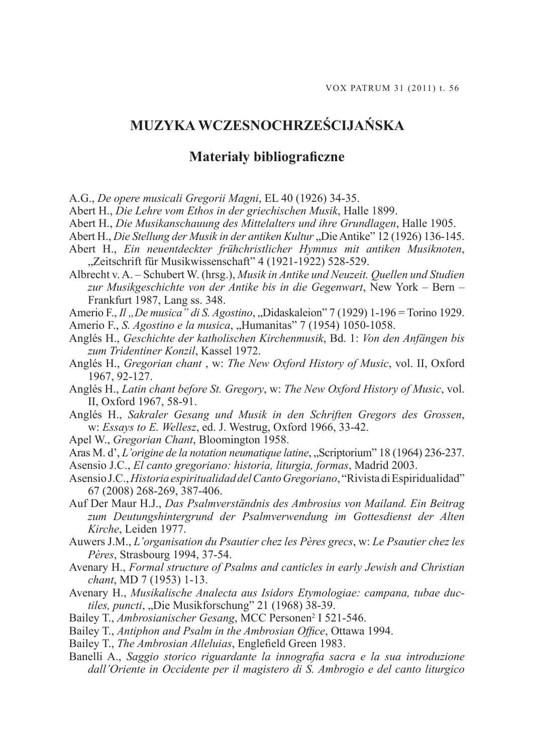# MUZYKA WCZESNOCHRZEŚCIJAŃSKA

## Materiały bibliograficzne

A.G., *De opere musicali Gregorii Magni*, EL 40 (1926) 34-35.

Abert H., *Die Lehre vom Ethos in der griechischen Musik*, Halle 1899.

Abert H., *Die Musikanschauung des Mittelalters und ihre Grundlagen*, Halle 1905.

Abert H., *Die Stellung der Musik in der antiken Kultur* „Die Antike" 12 (1926) 136-145.

Abert H., *Ein neuentdeckter frühchristlicher Hymnus mit antiken Musiknoten*, „Zeitschrift für Musikwissenschaft" 4 (1921-1922) 528-529.

Albrecht v. A. – Schubert W. (hrsg.), *Musik in Antike und Neuzeit. Quellen und Studien zur Musikgeschichte von der Antike bis in die Gegenwart*, New York – Bern – Frankfurt 1987, Lang ss. 348.

Amerio F., *Il „De musica" di S. Agostino*, „Didaskaleion" 7 (1929) 1-196 = Torino 1929.

Amerio F., *S. Agostino e la musica*, „Humanitas" 7 (1954) 1050-1058.

Anglés H., *Geschichte der katholischen Kirchenmusik*, Bd. 1: *Von den Anfängen bis zum Tridentiner Konzil*, Kassel 1972.

Anglés H., *Gregorian chant* , w: *The New Oxford History of Music*, vol. II, Oxford 1967, 92-127.

Anglés H., *Latin chant before St. Gregory*, w: *The New Oxford History of Music*, vol. II, Oxford 1967, 58-91.

Anglés H., *Sakraler Gesang und Musik in den Schriften Gregors des Grossen*, w: *Essays to E. Wellesz*, ed. J. Westrug, Oxford 1966, 33-42.

Apel W., *Gregorian Chant*, Bloomington 1958.

Aras M. d', *L'origine de la notation neumatique latine*, „Scriptorium" 18 (1964) 236-237.

Asensio J.C., *El canto gregoriano: historia, liturgia, formas*, Madrid 2003.

Asensio J.C., *Historia espiritualidad del Canto Gregoriano*, "Rivista di Espiridualidad" 67 (2008) 268-269, 387-406.

Auf Der Maur H.J., *Das Psalmverständnis des Ambrosius von Mailand. Ein Beitrag zum Deutungshintergrund der Psalmverwendung im Gottesdienst der Alten Kirche*, Leiden 1977.

Auwers J.M., *L'organisation du Psautier chez les Pères grecs*, w: *Le Psautier chez les Pères*, Strasbourg 1994, 37-54.

Avenary H., *Formal structure of Psalms and canticles in early Jewish and Christian chant*, MD 7 (1953) 1-13.

Avenary H., *Musikalische Analecta aus Isidors Etymologiae: campana, tubae ductiles, puncti*, „Die Musikforschung" 21 (1968) 38-39.

Bailey T., *Ambrosianischer Gesang*, MCC Personen[2] I 521-546.

Bailey T., *Antiphon and Psalm in the Ambrosian Office*, Ottawa 1994.

Bailey T., *The Ambrosian Alleluias*, Englefield Green 1983.

Banelli A., *Saggio storico riguardante la innografia sacra e la sua introduzione dall'Oriente in Occidente per il magistero di S. Ambrogio e del canto liturgico*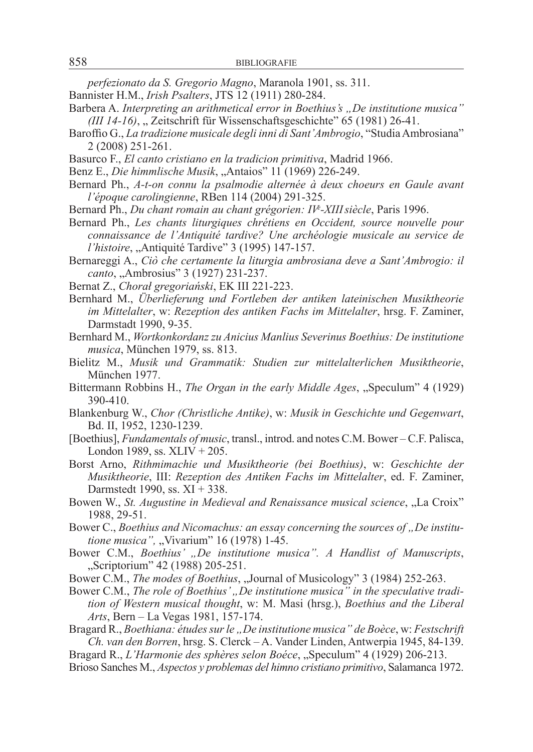*perfezionato da S. Gregorio Magno*, Maranola 1901, ss. 311.

Bannister H.M., *Irish Psalters*, JTS 12 (1911) 280-284.

Barbera A. *Interpreting an arithmetical error in Boethius's „De institutione musica" (III 14-16)*, „ Zeitschrift für Wissenschaftsgeschichte" 65 (1981) 26-41.

Baroffio G., *La tradizione musicale degli inni di Sant'Ambrogio*, "Studia Ambrosiana" 2 (2008) 251-261.

Basurco F., *El canto cristiano en la tradicion primitiva*, Madrid 1966.

Benz E., *Die himmlische Musik*, „Antaios" 11 (1969) 226-249.

Bernard Ph., *A-t-on connu la psalmodie alternée à deux choeurs en Gaule avant l'époque carolingienne*, RBen 114 (2004) 291-325.

Bernard Ph., *Du chant romain au chant grégorien: IV^e-XIII siècle*, Paris 1996.

Bernard Ph., *Les chants liturgiques chrétiens en Occident, source nouvelle pour connaissance de l'Antiquité tardive? Une archéologie musicale au service de l'histoire*, „Antiquité Tardive" 3 (1995) 147-157.

Bernareggi A., *Ciò che certamente la liturgia ambrosiana deve a Sant'Ambrogio: il canto*, „Ambrosius" 3 (1927) 231-237.

Bernat Z., *Chorał gregoriański*, EK III 221-223.

Bernhard M., *Überlieferung und Fortleben der antiken lateinischen Musiktheorie im Mittelalter*, w: *Rezeption des antiken Fachs im Mittelalter*, hrsg. F. Zaminer, Darmstadt 1990, 9-35.

Bernhard M., *Wortkonkordanz zu Anicius Manlius Severinus Boethius: De institutione musica*, München 1979, ss. 813.

Bielitz M., *Musik und Grammatik: Studien zur mittelalterlichen Musiktheorie*, München 1977.

Bittermann Robbins H., *The Organ in the early Middle Ages*, „Speculum" 4 (1929) 390-410.

Blankenburg W., *Chor (Christliche Antike)*, w: *Musik in Geschichte und Gegenwart*, Bd. II, 1952, 1230-1239.

[Boethius], *Fundamentals of music*, transl., introd. and notes C.M. Bower – C.F. Palisca, London 1989, ss. XLIV + 205.

Borst Arno, *Rithmimachie und Musiktheorie (bei Boethius)*, w: *Geschichte der Musiktheorie*, III: *Rezeption des Antiken Fachs im Mittelalter*, ed. F. Zaminer, Darmstedt 1990, ss. XI + 338.

Bowen W., *St. Augustine in Medieval and Renaissance musical science*, „La Croix" 1988, 29-51.

Bower C., *Boethius and Nicomachus: an essay concerning the sources of „De institutione musica"*, „Vivarium" 16 (1978) 1-45.

Bower C.M., *Boethius' „De institutione musica". A Handlist of Manuscripts*, „Scriptorium" 42 (1988) 205-251.

Bower C.M., *The modes of Boethius*, „Journal of Musicology" 3 (1984) 252-263.

Bower C.M., *The role of Boethius' „De institutione musica" in the speculative tradition of Western musical thought*, w: M. Masi (hrsg.), *Boethius and the Liberal Arts*, Bern – La Vegas 1981, 157-174.

Bragard R., *Boethiana: études sur le „De institutione musica" de Boèce*, w: *Festschrift Ch. van den Borren*, hrsg. S. Clerck – A. Vander Linden, Antwerpia 1945, 84-139.

Bragard R., *L'Harmonie des sphères selon Boéce*, „Speculum" 4 (1929) 206-213.

Brioso Sanches M., *Aspectos y problemas del himno cristiano primitivo*, Salamanca 1972.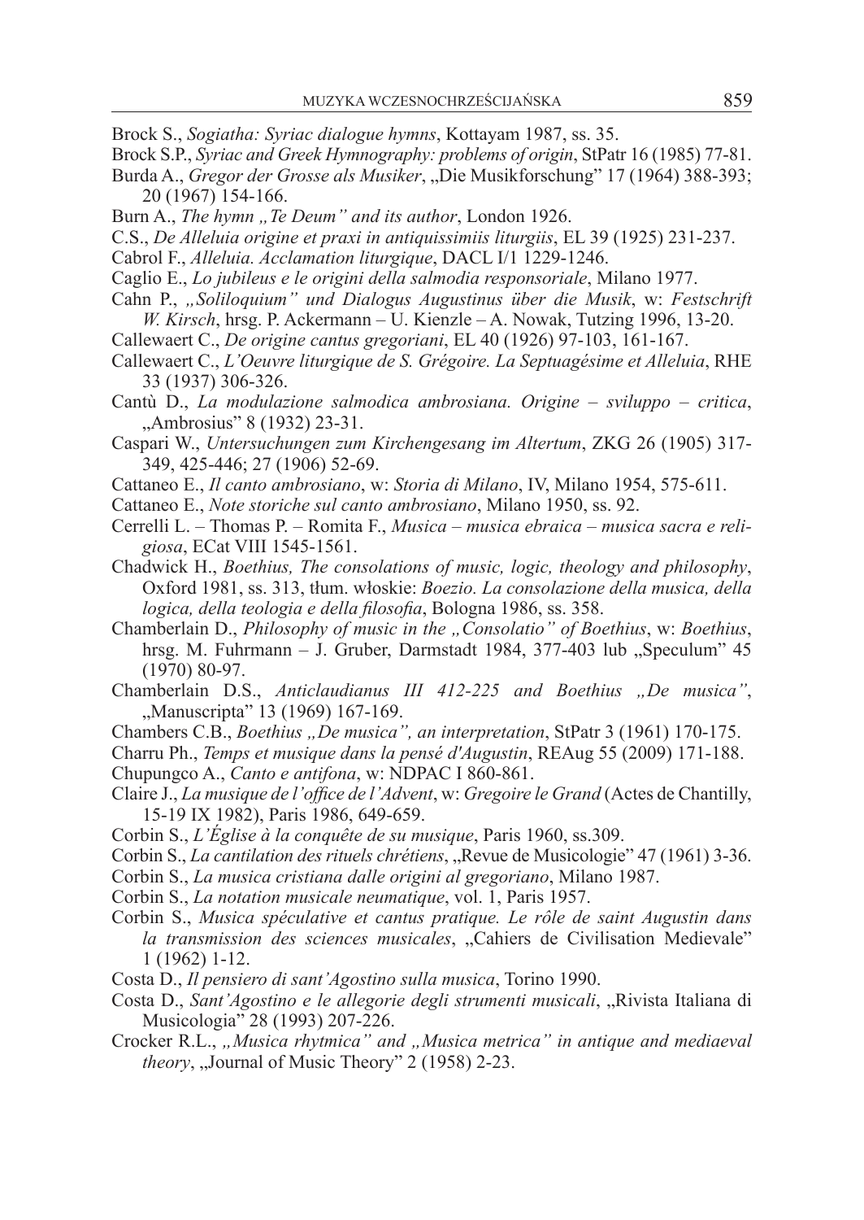Brock S., *Sogiatha: Syriac dialogue hymns*, Kottayam 1987, ss. 35.

Brock S.P., *Syriac and Greek Hymnography: problems of origin*, StPatr 16 (1985) 77-81.

Burda A., *Gregor der Grosse als Musiker*, „Die Musikforschung" 17 (1964) 388-393; 20 (1967) 154-166.

Burn A., *The hymn „Te Deum" and its author*, London 1926.

C.S., *De Alleluia origine et praxi in antiquissimiis liturgiis*, EL 39 (1925) 231-237.

Cabrol F., *Alleluia. Acclamation liturgique*, DACL I/1 1229-1246.

Caglio E., *Lo jubileus e le origini della salmodia responsoriale*, Milano 1977.

Cahn P., *„Soliloquium" und Dialogus Augustinus über die Musik*, w: *Festschrift W. Kirsch*, hrsg. P. Ackermann – U. Kienzle – A. Nowak, Tutzing 1996, 13-20.

Callewaert C., *De origine cantus gregoriani*, EL 40 (1926) 97-103, 161-167.

Callewaert C., *L'Oeuvre liturgique de S. Grégoire. La Septuagésime et Alleluia*, RHE 33 (1937) 306-326.

Cantù D., *La modulazione salmodica ambrosiana. Origine – sviluppo – critica*, „Ambrosius" 8 (1932) 23-31.

Caspari W., *Untersuchungen zum Kirchengesang im Altertum*, ZKG 26 (1905) 317-349, 425-446; 27 (1906) 52-69.

Cattaneo E., *Il canto ambrosiano*, w: *Storia di Milano*, IV, Milano 1954, 575-611.

Cattaneo E., *Note storiche sul canto ambrosiano*, Milano 1950, ss. 92.

Cerrelli L. – Thomas P. – Romita F., *Musica – musica ebraica – musica sacra e religiosa*, ECat VIII 1545-1561.

Chadwick H., *Boethius, The consolations of music, logic, theology and philosophy*, Oxford 1981, ss. 313, tłum. włoskie: *Boezio. La consolazione della musica, della logica, della teologia e della filosofia*, Bologna 1986, ss. 358.

Chamberlain D., *Philosophy of music in the „Consolatio" of Boethius*, w: *Boethius*, hrsg. M. Fuhrmann – J. Gruber, Darmstadt 1984, 377-403 lub „Speculum" 45 (1970) 80-97.

Chamberlain D.S., *Anticlaudianus III 412-225 and Boethius „De musica"*, „Manuscripta" 13 (1969) 167-169.

Chambers C.B., *Boethius „De musica", an interpretation*, StPatr 3 (1961) 170-175.

Charru Ph., *Temps et musique dans la pensé d'Augustin*, REAug 55 (2009) 171-188.

Chupungco A., *Canto e antifona*, w: NDPAC I 860-861.

Claire J., *La musique de l'office de l'Advent*, w: *Gregoire le Grand* (Actes de Chantilly, 15-19 IX 1982), Paris 1986, 649-659.

Corbin S., *L'Église à la conquête de su musique*, Paris 1960, ss.309.

Corbin S., *La cantilation des rituels chrétiens*, „Revue de Musicologie" 47 (1961) 3-36.

Corbin S., *La musica cristiana dalle origini al gregoriano*, Milano 1987.

Corbin S., *La notation musicale neumatique*, vol. 1, Paris 1957.

Corbin S., *Musica spéculative et cantus pratique. Le rôle de saint Augustin dans la transmission des sciences musicales*, „Cahiers de Civilisation Medievale" 1 (1962) 1-12.

Costa D., *Il pensiero di sant'Agostino sulla musica*, Torino 1990.

Costa D., *Sant'Agostino e le allegorie degli strumenti musicali*, „Rivista Italiana di Musicologia" 28 (1993) 207-226.

Crocker R.L., *„Musica rhytmica" and „Musica metrica" in antique and mediaeval theory*, „Journal of Music Theory" 2 (1958) 2-23.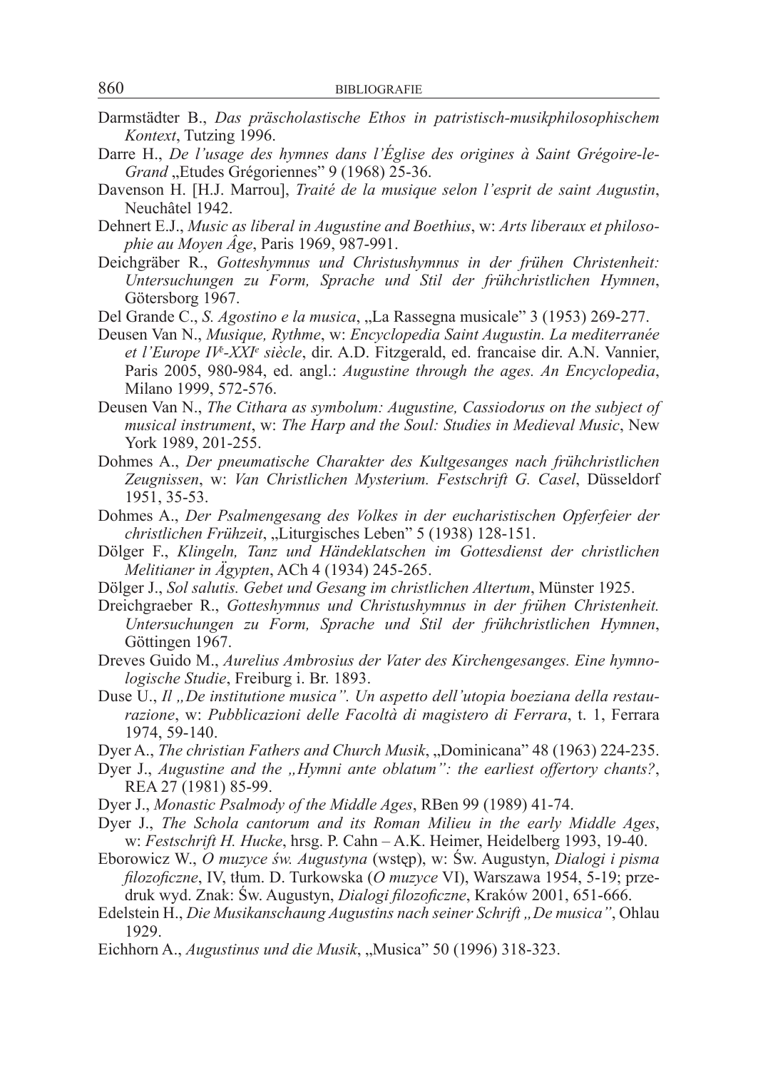Darmstädter B., *Das präscholastische Ethos in patristisch-musikphilosophischem Kontext*, Tutzing 1996.

Darre H., *De l'usage des hymnes dans l'Église des origines à Saint Grégoire-le-Grand* „Etudes Grégoriennes" 9 (1968) 25-36.

Davenson H. [H.J. Marrou], *Traité de la musique selon l'esprit de saint Augustin*, Neuchâtel 1942.

Dehnert E.J., *Music as liberal in Augustine and Boethius*, w: *Arts liberaux et philosophie au Moyen Âge*, Paris 1969, 987-991.

Deichgräber R., *Gotteshymnus und Christushymnus in der frühen Christenheit: Untersuchungen zu Form, Sprache und Stil der frühchristlichen Hymnen*, Götersborg 1967.

Del Grande C., *S. Agostino e la musica*, „La Rassegna musicale" 3 (1953) 269-277.

Deusen Van N., *Musique, Rythme*, w: *Encyclopedia Saint Augustin. La mediterranée et l'Europe IVe-XXIe siècle*, dir. A.D. Fitzgerald, ed. francaise dir. A.N. Vannier, Paris 2005, 980-984, ed. angl.: *Augustine through the ages. An Encyclopedia*, Milano 1999, 572-576.

Deusen Van N., *The Cithara as symbolum: Augustine, Cassiodorus on the subject of musical instrument*, w: *The Harp and the Soul: Studies in Medieval Music*, New York 1989, 201-255.

Dohmes A., *Der pneumatische Charakter des Kultgesanges nach frühchristlichen Zeugnissen*, w: *Van Christlichen Mysterium. Festschrift G. Casel*, Düsseldorf 1951, 35-53.

Dohmes A., *Der Psalmengesang des Volkes in der eucharistischen Opferfeier der christlichen Frühzeit*, „Liturgisches Leben" 5 (1938) 128-151.

Dölger F., *Klingeln, Tanz und Händeklatschen im Gottesdienst der christlichen Melitianer in Ägypten*, ACh 4 (1934) 245-265.

Dölger J., *Sol salutis. Gebet und Gesang im christlichen Altertum*, Münster 1925.

Dreichgraeber R., *Gotteshymnus und Christushymnus in der frühen Christenheit. Untersuchungen zu Form, Sprache und Stil der frühchristlichen Hymnen*, Göttingen 1967.

Dreves Guido M., *Aurelius Ambrosius der Vater des Kirchengesanges. Eine hymnologische Studie*, Freiburg i. Br. 1893.

Duse U., *Il „De institutione musica". Un aspetto dell'utopia boeziana della restaurazione*, w: *Pubblicazioni delle Facoltà di magistero di Ferrara*, t. 1, Ferrara 1974, 59-140.

Dyer A., *The christian Fathers and Church Musik*, „Dominicana" 48 (1963) 224-235.

Dyer J., *Augustine and the „Hymni ante oblatum": the earliest offertory chants?*, REA 27 (1981) 85-99.

Dyer J., *Monastic Psalmody of the Middle Ages*, RBen 99 (1989) 41-74.

Dyer J., *The Schola cantorum and its Roman Milieu in the early Middle Ages*, w: *Festschrift H. Hucke*, hrsg. P. Cahn – A.K. Heimer, Heidelberg 1993, 19-40.

Eborowicz W., *O muzyce św. Augustyna* (wstęp), w: Św. Augustyn, *Dialogi i pisma filozoficzne*, IV, tłum. D. Turkowska (*O muzyce* VI), Warszawa 1954, 5-19; przedruk wyd. Znak: Św. Augustyn, *Dialogi filozoficzne*, Kraków 2001, 651-666.

Edelstein H., *Die Musikanschaung Augustins nach seiner Schrift „De musica"*, Ohlau 1929.

Eichhorn A., *Augustinus und die Musik*, „Musica" 50 (1996) 318-323.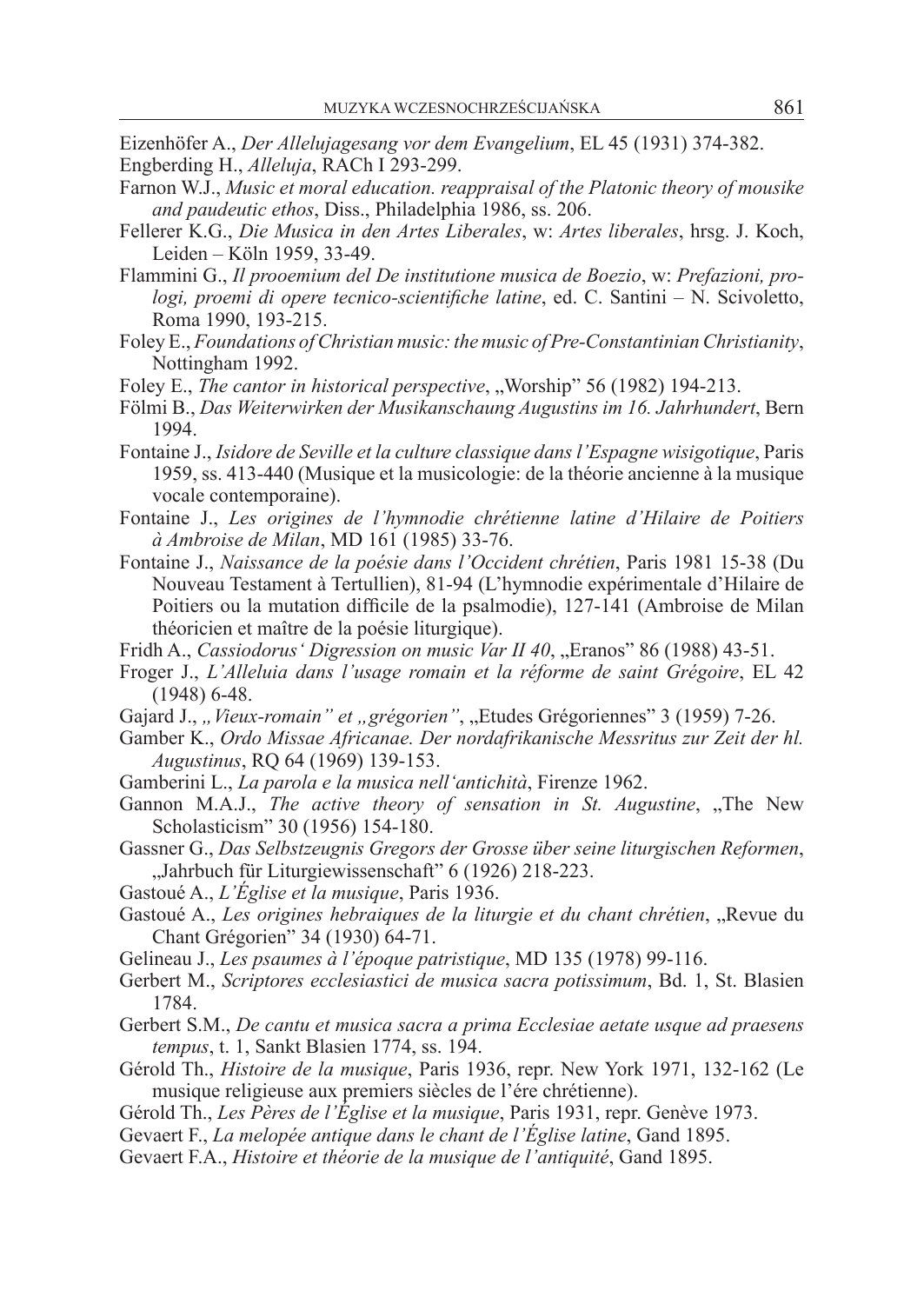Eizenhöfer A., *Der Allelujagesang vor dem Evangelium*, EL 45 (1931) 374-382.

Engberding H., *Alleluja*, RACh I 293-299.

Farnon W.J., *Music et moral education. reappraisal of the Platonic theory of mousike and paudeutic ethos*, Diss., Philadelphia 1986, ss. 206.

Fellerer K.G., *Die Musica in den Artes Liberales*, w: *Artes liberales*, hrsg. J. Koch, Leiden – Köln 1959, 33-49.

Flammini G., *Il prooemium del De institutione musica de Boezio*, w: *Prefazioni, prologi, proemi di opere tecnico-scientifiche latine*, ed. C. Santini – N. Scivoletto, Roma 1990, 193-215.

Foley E., *Foundations of Christian music: the music of Pre-Constantinian Christianity*, Nottingham 1992.

Foley E., *The cantor in historical perspective*, „Worship" 56 (1982) 194-213.

Fölmi B., *Das Weiterwirken der Musikanschaung Augustins im 16. Jahrhundert*, Bern 1994.

Fontaine J., *Isidore de Seville et la culture classique dans l'Espagne wisigotique*, Paris 1959, ss. 413-440 (Musique et la musicologie: de la théorie ancienne à la musique vocale contemporaine).

Fontaine J., *Les origines de l'hymnodie chrétienne latine d'Hilaire de Poitiers à Ambroise de Milan*, MD 161 (1985) 33-76.

Fontaine J., *Naissance de la poésie dans l'Occident chrétien*, Paris 1981 15-38 (Du Nouveau Testament à Tertullien), 81-94 (L'hymnodie expérimentale d'Hilaire de Poitiers ou la mutation difficile de la psalmodie), 127-141 (Ambroise de Milan théoricien et maître de la poésie liturgique).

Fridh A., *Cassiodorus' Digression on music Var II 40*, „Eranos" 86 (1988) 43-51.

Froger J., *L'Alleluia dans l'usage romain et la réforme de saint Grégoire*, EL 42 (1948) 6-48.

Gajard J., *„Vieux-romain" et „grégorien"*, „Etudes Grégoriennes" 3 (1959) 7-26.

Gamber K., *Ordo Missae Africanae. Der nordafrikanische Messritus zur Zeit der hl. Augustinus*, RQ 64 (1969) 139-153.

Gamberini L., *La parola e la musica nell'antichità*, Firenze 1962.

Gannon M.A.J., *The active theory of sensation in St. Augustine*, „The New Scholasticism" 30 (1956) 154-180.

Gassner G., *Das Selbstzeugnis Gregors der Grosse über seine liturgischen Reformen*, „Jahrbuch für Liturgiewissenschaft" 6 (1926) 218-223.

Gastoué A., *L'Église et la musique*, Paris 1936.

Gastoué A., *Les origines hebraiques de la liturgie et du chant chrétien*, „Revue du Chant Grégorien" 34 (1930) 64-71.

Gelineau J., *Les psaumes à l'époque patristique*, MD 135 (1978) 99-116.

Gerbert M., *Scriptores ecclesiastici de musica sacra potissimum*, Bd. 1, St. Blasien 1784.

Gerbert S.M., *De cantu et musica sacra a prima Ecclesiae aetate usque ad praesens tempus*, t. 1, Sankt Blasien 1774, ss. 194.

Gérold Th., *Histoire de la musique*, Paris 1936, repr. New York 1971, 132-162 (Le musique religieuse aux premiers siècles de l'ére chrétienne).

Gérold Th., *Les Pères de l'Église et la musique*, Paris 1931, repr. Genève 1973.

Gevaert F., *La melopée antique dans le chant de l'Église latine*, Gand 1895.

Gevaert F.A., *Histoire et théorie de la musique de l'antiquité*, Gand 1895.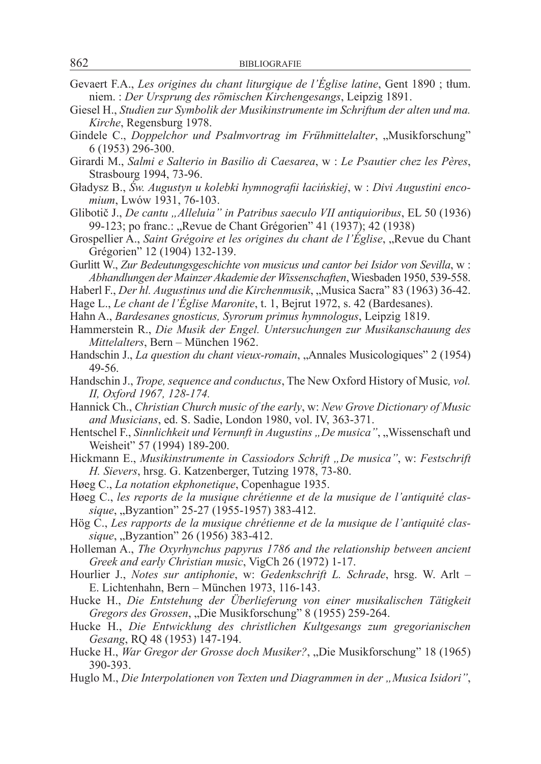Gevaert F.A., *Les origines du chant liturgique de l'Église latine*, Gent 1890 ; tłum. niem. : *Der Ursprung des römischen Kirchengesangs*, Leipzig 1891.

Giesel H., *Studien zur Symbolik der Musikinstrumente im Schriftum der alten und ma. Kirche*, Regensburg 1978.

Gindele C., *Doppelchor und Psalmvortrag im Frühmittelalter*, „Musikforschung" 6 (1953) 296-300.

Girardi M., *Salmi e Salterio in Basilio di Caesarea*, w : *Le Psautier chez les Pères*, Strasbourg 1994, 73-96.

Gładysz B., *Św. Augustyn u kolebki hymnografii łacińskiej*, w : *Divi Augustini encomium*, Lwów 1931, 76-103.

Glibotič J., *De cantu „Alleluia" in Patribus saeculo VII antiquioribus*, EL 50 (1936) 99-123; po franc.: „Revue de Chant Grégorien" 41 (1937); 42 (1938)

Grospellier A., *Saint Grégoire et les origines du chant de l'Église*, „Revue du Chant Grégorien" 12 (1904) 132-139.

Gurlitt W., *Zur Bedeutungsgeschichte von musicus und cantor bei Isidor von Sevilla*, w : *Abhandlungen der Mainzer Akademie der Wissenschaften*, Wiesbaden 1950, 539-558.

Haberl F., *Der hl. Augustinus und die Kirchenmusik*, „Musica Sacra" 83 (1963) 36-42.

Hage L., *Le chant de l'Église Maronite*, t. 1, Bejrut 1972, s. 42 (Bardesanes).

Hahn A., *Bardesanes gnosticus, Syrorum primus hymnologus*, Leipzig 1819.

Hammerstein R., *Die Musik der Engel. Untersuchungen zur Musikanschauung des Mittelalters*, Bern – München 1962.

Handschin J., *La question du chant vieux-romain*, „Annales Musicologiques" 2 (1954) 49-56.

Handschin J., *Trope, sequence and conductus*, The New Oxford History of Music*, vol. II, Oxford 1967, 128-174.*

Hannick Ch., *Christian Church music of the early*, w: *New Grove Dictionary of Music and Musicians*, ed. S. Sadie, London 1980, vol. IV, 363-371.

Hentschel F., *Sinnlichkeit und Vernunft in Augustins „De musica"*, „Wissenschaft und Weisheit" 57 (1994) 189-200.

Hickmann E., *Musikinstrumente in Cassiodors Schrift „De musica"*, w: *Festschrift H. Sievers*, hrsg. G. Katzenberger, Tutzing 1978, 73-80.

Høeg C., *La notation ekphonetique*, Copenhague 1935.

Høeg C., *les reports de la musique chrétienne et de la musique de l'antiquité classique*, „Byzantion" 25-27 (1955-1957) 383-412.

Hög C., *Les rapports de la musique chrétienne et de la musique de l'antiquité classique*, „Byzantion" 26 (1956) 383-412.

Holleman A., *The Oxyrhynchus papyrus 1786 and the relationship between ancient Greek and early Christian music*, VigCh 26 (1972) 1-17.

Hourlier J., *Notes sur antiphonie*, w: *Gedenkschrift L. Schrade*, hrsg. W. Arlt – E. Lichtenhahn, Bern – München 1973, 116-143.

Hucke H., *Die Entstehung der Überlieferung von einer musikalischen Tätigkeit Gregors des Grossen*, „Die Musikforschung" 8 (1955) 259-264.

Hucke H., *Die Entwicklung des christlichen Kultgesangs zum gregorianischen Gesang*, RQ 48 (1953) 147-194.

Hucke H., *War Gregor der Grosse doch Musiker?*, „Die Musikforschung" 18 (1965) 390-393.

Huglo M., *Die Interpolationen von Texten und Diagrammen in der „Musica Isidori"*,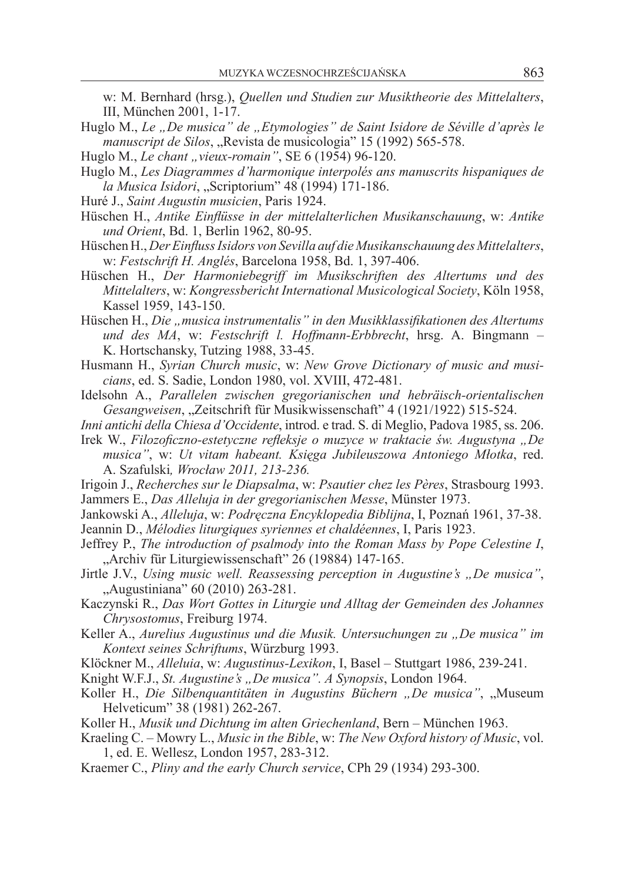w: M. Bernhard (hrsg.), *Quellen und Studien zur Musiktheorie des Mittelalters*, III, München 2001, 1-17.

Huglo M., *Le „De musica" de „Etymologies" de Saint Isidore de Séville d'après le manuscript de Silos*, „Revista de musicologia" 15 (1992) 565-578.

Huglo M., *Le chant „vieux-romain"*, SE 6 (1954) 96-120.

Huglo M., *Les Diagrammes d'harmonique interpolés ans manuscrits hispaniques de la Musica Isidori*, „Scriptorium" 48 (1994) 171-186.

Huré J., *Saint Augustin musicien*, Paris 1924.

Hüschen H., *Antike Einflüsse in der mittelalterlichen Musikanschauung*, w: *Antike und Orient*, Bd. 1, Berlin 1962, 80-95.

Hüschen H., *Der Einfluss Isidors von Sevilla auf die Musikanschauung des Mittelalters*, w: *Festschrift H. Anglés*, Barcelona 1958, Bd. 1, 397-406.

Hüschen H., *Der Harmoniebegriff im Musikschriften des Altertums und des Mittelalters*, w: *Kongressbericht International Musicological Society*, Köln 1958, Kassel 1959, 143-150.

Hüschen H., *Die „musica instrumentalis" in den Musikklassifikationen des Altertums und des MA*, w: *Festschrift l. Hoffmann-Erbbrecht*, hrsg. A. Bingmann – K. Hortschansky, Tutzing 1988, 33-45.

Husmann H., *Syrian Church music*, w: *New Grove Dictionary of music and musicians*, ed. S. Sadie, London 1980, vol. XVIII, 472-481.

Idelsohn A., *Parallelen zwischen gregorianischen und hebräisch-orientalischen Gesangweisen*, „Zeitschrift für Musikwissenschaft" 4 (1921/1922) 515-524.

*Inni antichi della Chiesa d'Occidente*, introd. e trad. S. di Meglio, Padova 1985, ss. 206.

Irek W., *Filozoficzno-estetyczne refleksje o muzyce w traktacie św. Augustyna „De musica"*, w: *Ut vitam habeant. Księga Jubileuszowa Antoniego Młotka*, red. A. Szafulski*, Wrocław 2011, 213-236.*

Irigoin J., *Recherches sur le Diapsalma*, w: *Psautier chez les Pères*, Strasbourg 1993.

Jammers E., *Das Alleluja in der gregorianischen Messe*, Münster 1973.

Jankowski A., *Alleluja*, w: *Podręczna Encyklopedia Biblijna*, I, Poznań 1961, 37-38.

Jeannin D., *Mélodies liturgiques syriennes et chaldéennes*, I, Paris 1923.

Jeffrey P., *The introduction of psalmody into the Roman Mass by Pope Celestine I*, „Archiv für Liturgiewissenschaft" 26 (19884) 147-165.

Jirtle J.V., *Using music well. Reassessing perception in Augustine's „De musica"*, „Augustiniana" 60 (2010) 263-281.

Kaczynski R., *Das Wort Gottes in Liturgie und Alltag der Gemeinden des Johannes Chrysostomus*, Freiburg 1974.

Keller A., *Aurelius Augustinus und die Musik. Untersuchungen zu „De musica" im Kontext seines Schriftums*, Würzburg 1993.

Klöckner M., *Alleluia*, w: *Augustinus-Lexikon*, I, Basel – Stuttgart 1986, 239-241.

Knight W.F.J., *St. Augustine's „De musica". A Synopsis*, London 1964.

Koller H., *Die Silbenquantitäten in Augustins Büchern „De musica"*, „Museum Helveticum" 38 (1981) 262-267.

Koller H., *Musik und Dichtung im alten Griechenland*, Bern – München 1963.

Kraeling C. – Mowry L., *Music in the Bible*, w: *The New Oxford history of Music*, vol. 1, ed. E. Wellesz, London 1957, 283-312.

Kraemer C., *Pliny and the early Church service*, CPh 29 (1934) 293-300.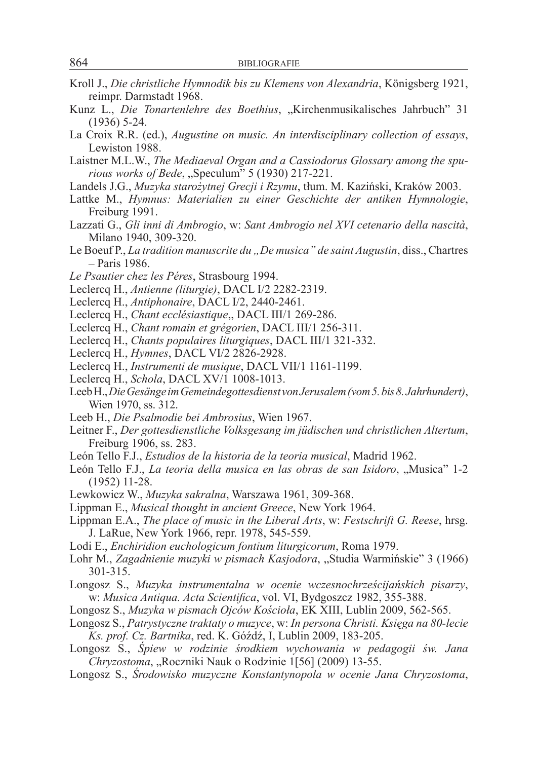Kroll J., *Die christliche Hymnodik bis zu Klemens von Alexandria*, Königsberg 1921, reimpr. Darmstadt 1968.

Kunz L., *Die Tonartenlehre des Boethius*, „Kirchenmusikalisches Jahrbuch" 31 (1936) 5-24.

La Croix R.R. (ed.), *Augustine on music. An interdisciplinary collection of essays*, Lewiston 1988.

Laistner M.L.W., *The Mediaeval Organ and a Cassiodorus Glossary among the spurious works of Bede*, „Speculum" 5 (1930) 217-221.

Landels J.G., *Muzyka starożytnej Grecji i Rzymu*, tłum. M. Kaziński, Kraków 2003.

Lattke M., *Hymnus: Materialien zu einer Geschichte der antiken Hymnologie*, Freiburg 1991.

Lazzati G., *Gli inni di Ambrogio*, w: *Sant Ambrogio nel XVI cetenario della nascità*, Milano 1940, 309-320.

Le Boeuf P., *La tradition manuscrite du „De musica" de saint Augustin*, diss., Chartres – Paris 1986.

*Le Psautier chez les Péres*, Strasbourg 1994.

Leclercq H., *Antienne (liturgie)*, DACL I/2 2282-2319.

Leclercq H., *Antiphonaire*, DACL I/2, 2440-2461.

Leclercq H., *Chant ecclésiastique*,, DACL III/1 269-286.

Leclercq H., *Chant romain et grégorien*, DACL III/1 256-311.

Leclercq H., *Chants populaires liturgiques*, DACL III/1 321-332.

Leclercq H., *Hymnes*, DACL VI/2 2826-2928.

Leclercq H., *Instrumenti de musique*, DACL VII/1 1161-1199.

Leclercq H., *Schola*, DACL XV/1 1008-1013.

Leeb H., *Die Gesänge im Gemeindegottesdienst von Jerusalem (vom 5. bis 8. Jahrhundert)*, Wien 1970, ss. 312.

Leeb H., *Die Psalmodie bei Ambrosius*, Wien 1967.

Leitner F., *Der gottesdienstliche Volksgesang im jüdischen und christlichen Altertum*, Freiburg 1906, ss. 283.

León Tello F.J., *Estudios de la historia de la teoria musical*, Madrid 1962.

León Tello F.J., *La teoria della musica en las obras de san Isidoro*, „Musica" 1-2 (1952) 11-28.

Lewkowicz W., *Muzyka sakralna*, Warszawa 1961, 309-368.

Lippman E., *Musical thought in ancient Greece*, New York 1964.

Lippman E.A., *The place of music in the Liberal Arts*, w: *Festschrift G. Reese*, hrsg. J. LaRue, New York 1966, repr. 1978, 545-559.

Lodi E., *Enchiridion euchologicum fontium liturgicorum*, Roma 1979.

Lohr M., *Zagadnienie muzyki w pismach Kasjodora*, „Studia Warmińskie" 3 (1966) 301-315.

Longosz S., *Muzyka instrumentalna w ocenie wczesnochrześcijańskich pisarzy*, w: *Musica Antiqua. Acta Scientifica*, vol. VI, Bydgoszcz 1982, 355-388.

Longosz S., *Muzyka w pismach Ojców Kościoła*, EK XIII, Lublin 2009, 562-565.

Longosz S., *Patrystyczne traktaty o muzyce*, w: *In persona Christi. Księga na 80-lecie Ks. prof. Cz. Bartnika*, red. K. Góźdź, I, Lublin 2009, 183-205.

Longosz S., *Śpiew w rodzinie środkiem wychowania w pedagogii św. Jana Chryzostoma*, „Roczniki Nauk o Rodzinie 1[56] (2009) 13-55.

Longosz S., *Środowisko muzyczne Konstantynopola w ocenie Jana Chryzostoma*,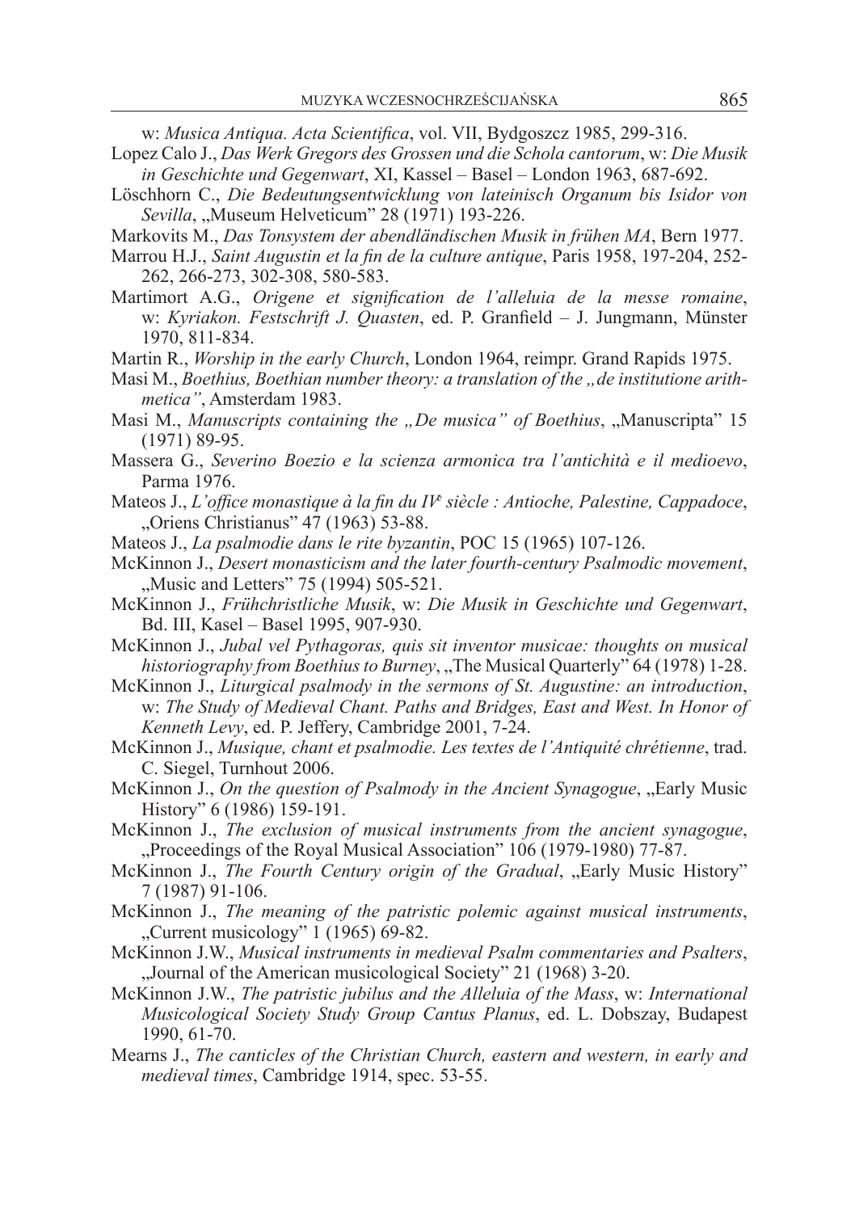w: *Musica Antiqua. Acta Scientifica*, vol. VII, Bydgoszcz 1985, 299-316.

Lopez Calo J., *Das Werk Gregors des Grossen und die Schola cantorum*, w: *Die Musik in Geschichte und Gegenwart*, XI, Kassel – Basel – London 1963, 687-692.

Löschhorn C., *Die Bedeutungsentwicklung von lateinisch Organum bis Isidor von Sevilla*, „Museum Helveticum" 28 (1971) 193-226.

Markovits M., *Das Tonsystem der abendländischen Musik in frühen MA*, Bern 1977.

Marrou H.J., *Saint Augustin et la fin de la culture antique*, Paris 1958, 197-204, 252-262, 266-273, 302-308, 580-583.

Martimort A.G., *Origene et signification de l'alleluia de la messe romaine*, w: *Kyriakon. Festschrift J. Quasten*, ed. P. Granfield – J. Jungmann, Münster 1970, 811-834.

Martin R., *Worship in the early Church*, London 1964, reimpr. Grand Rapids 1975.

Masi M., *Boethius, Boethian number theory: a translation of the „de institutione arithmetica"*, Amsterdam 1983.

Masi M., *Manuscripts containing the „De musica" of Boethius*, „Manuscripta" 15 (1971) 89-95.

Massera G., *Severino Boezio e la scienza armonica tra l'antichità e il medioevo*, Parma 1976.

Mateos J., *L'office monastique à la fin du IVe siècle : Antioche, Palestine, Cappadoce*, „Oriens Christianus" 47 (1963) 53-88.

Mateos J., *La psalmodie dans le rite byzantin*, POC 15 (1965) 107-126.

McKinnon J., *Desert monasticism and the later fourth-century Psalmodic movement*, „Music and Letters" 75 (1994) 505-521.

McKinnon J., *Frühchristliche Musik*, w: *Die Musik in Geschichte und Gegenwart*, Bd. III, Kasel – Basel 1995, 907-930.

McKinnon J., *Jubal vel Pythagoras, quis sit inventor musicae: thoughts on musical historiography from Boethius to Burney*, „The Musical Quarterly" 64 (1978) 1-28.

McKinnon J., *Liturgical psalmody in the sermons of St. Augustine: an introduction*, w: *The Study of Medieval Chant. Paths and Bridges, East and West. In Honor of Kenneth Levy*, ed. P. Jeffery, Cambridge 2001, 7-24.

McKinnon J., *Musique, chant et psalmodie. Les textes de l'Antiquité chrétienne*, trad. C. Siegel, Turnhout 2006.

McKinnon J., *On the question of Psalmody in the Ancient Synagogue*, „Early Music History" 6 (1986) 159-191.

McKinnon J., *The exclusion of musical instruments from the ancient synagogue*, „Proceedings of the Royal Musical Association" 106 (1979-1980) 77-87.

McKinnon J., *The Fourth Century origin of the Gradual*, „Early Music History" 7 (1987) 91-106.

McKinnon J., *The meaning of the patristic polemic against musical instruments*, „Current musicology" 1 (1965) 69-82.

McKinnon J.W., *Musical instruments in medieval Psalm commentaries and Psalters*, „Journal of the American musicological Society" 21 (1968) 3-20.

McKinnon J.W., *The patristic jubilus and the Alleluia of the Mass*, w: *International Musicological Society Study Group Cantus Planus*, ed. L. Dobszay, Budapest 1990, 61-70.

Mearns J., *The canticles of the Christian Church, eastern and western, in early and medieval times*, Cambridge 1914, spec. 53-55.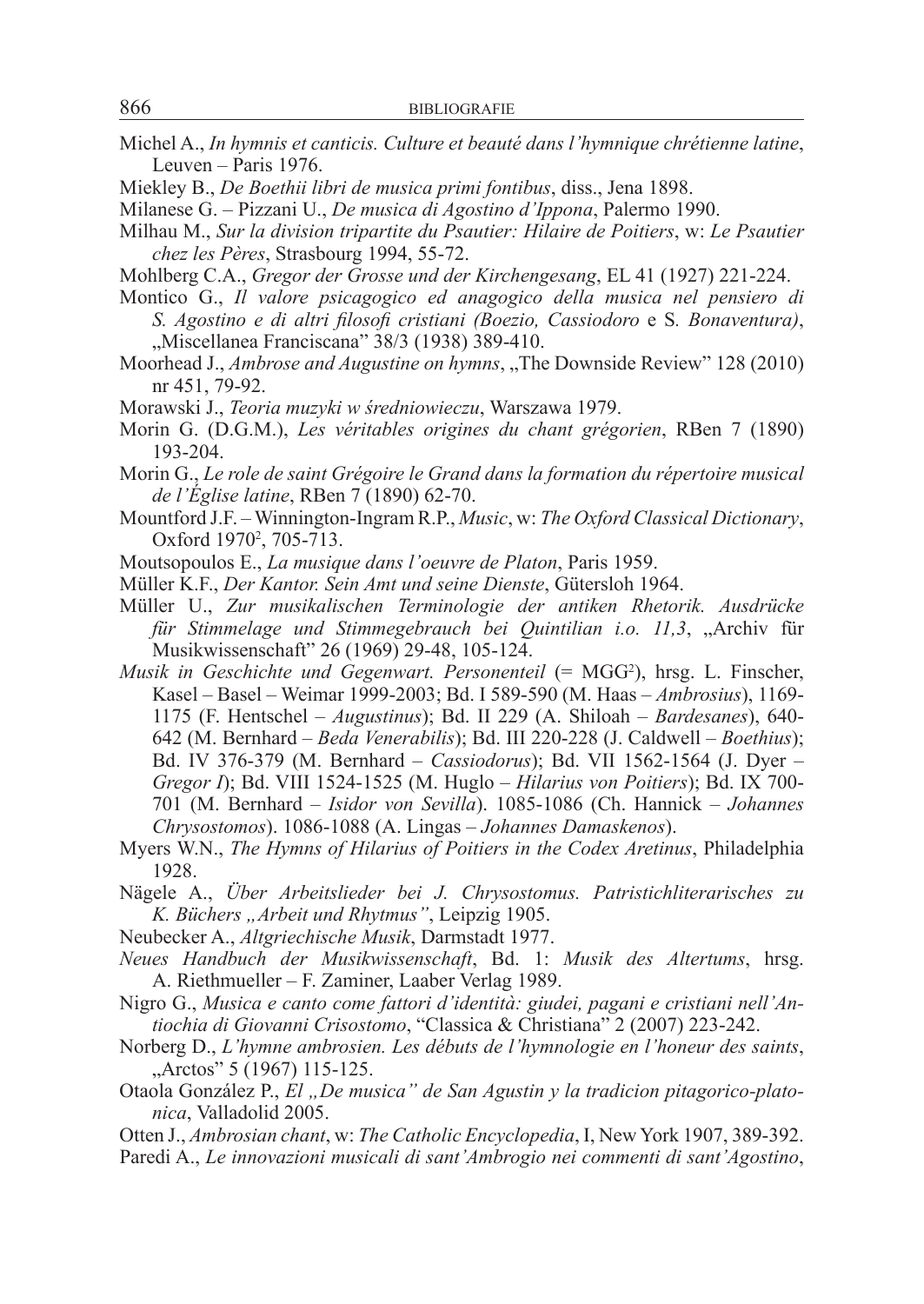Michel A., *In hymnis et canticis. Culture et beauté dans l'hymnique chrétienne latine*, Leuven – Paris 1976.

Miekley B., *De Boethii libri de musica primi fontibus*, diss., Jena 1898.

Milanese G. – Pizzani U., *De musica di Agostino d'Ippona*, Palermo 1990.

Milhau M., *Sur la division tripartite du Psautier: Hilaire de Poitiers*, w: *Le Psautier chez les Pères*, Strasbourg 1994, 55-72.

Mohlberg C.A., *Gregor der Grosse und der Kirchengesang*, EL 41 (1927) 221-224.

Montico G., *Il valore psicagogico ed anagogico della musica nel pensiero di S. Agostino e di altri filosofi cristiani (Boezio, Cassiodoro* e S*. Bonaventura)*, „Miscellanea Franciscana" 38/3 (1938) 389-410.

Moorhead J., *Ambrose and Augustine on hymns*, „The Downside Review" 128 (2010) nr 451, 79-92.

Morawski J., *Teoria muzyki w średniowieczu*, Warszawa 1979.

Morin G. (D.G.M.), *Les véritables origines du chant grégorien*, RBen 7 (1890) 193-204.

Morin G., *Le role de saint Grégoire le Grand dans la formation du répertoire musical de l'Église latine*, RBen 7 (1890) 62-70.

Mountford J.F. – Winnington-Ingram R.P., *Music*, w: *The Oxford Classical Dictionary*, Oxford 1970², 705-713.

Moutsopoulos E., *La musique dans l'oeuvre de Platon*, Paris 1959.

Müller K.F., *Der Kantor. Sein Amt und seine Dienste*, Gütersloh 1964.

Müller U., *Zur musikalischen Terminologie der antiken Rhetorik. Ausdrücke für Stimmelage und Stimmegebrauch bei Quintilian i.o. 11,3*, „Archiv für Musikwissenschaft" 26 (1969) 29-48, 105-124.

*Musik in Geschichte und Gegenwart. Personenteil* (= MGG²), hrsg. L. Finscher, Kasel – Basel – Weimar 1999-2003; Bd. I 589-590 (M. Haas – *Ambrosius*), 1169-1175 (F. Hentschel – *Augustinus*); Bd. II 229 (A. Shiloah – *Bardesanes*), 640-642 (M. Bernhard – *Beda Venerabilis*); Bd. III 220-228 (J. Caldwell – *Boethius*); Bd. IV 376-379 (M. Bernhard – *Cassiodorus*); Bd. VII 1562-1564 (J. Dyer – *Gregor I*); Bd. VIII 1524-1525 (M. Huglo – *Hilarius von Poitiers*); Bd. IX 700-701 (M. Bernhard – *Isidor von Sevilla*). 1085-1086 (Ch. Hannick – *Johannes Chrysostomos*). 1086-1088 (A. Lingas – *Johannes Damaskenos*).

Myers W.N., *The Hymns of Hilarius of Poitiers in the Codex Aretinus*, Philadelphia 1928.

Nägele A., *Über Arbeitslieder bei J. Chrysostomus. Patristichliterarisches zu K. Büchers „Arbeit und Rhytmus"*, Leipzig 1905.

Neubecker A., *Altgriechische Musik*, Darmstadt 1977.

*Neues Handbuch der Musikwissenschaft*, Bd. 1: *Musik des Altertums*, hrsg. A. Riethmueller – F. Zaminer, Laaber Verlag 1989.

Nigro G., *Musica e canto come fattori d'identità: giudei, pagani e cristiani nell'Antiochia di Giovanni Crisostomo*, "Classica & Christiana" 2 (2007) 223-242.

Norberg D., *L'hymne ambrosien. Les débuts de l'hymnologie en l'honeur des saints*, „Arctos" 5 (1967) 115-125.

Otaola González P., *El „De musica" de San Agustin y la tradicion pitagorico-platonica*, Valladolid 2005.

Otten J., *Ambrosian chant*, w: *The Catholic Encyclopedia*, I, New York 1907, 389-392.

Paredi A., *Le innovazioni musicali di sant'Ambrogio nei commenti di sant'Agostino*,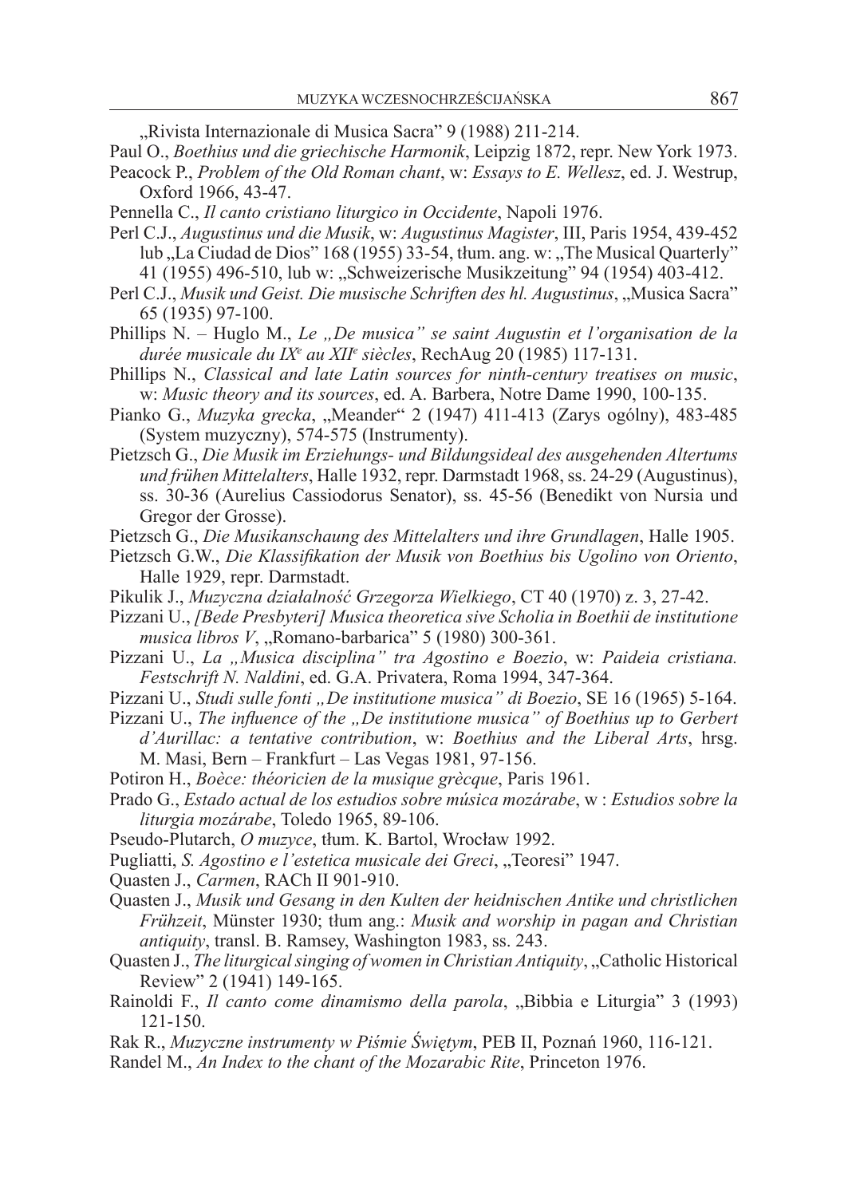„Rivista Internazionale di Musica Sacra" 9 (1988) 211-214.

Paul O., *Boethius und die griechische Harmonik*, Leipzig 1872, repr. New York 1973.

Peacock P., *Problem of the Old Roman chant*, w: *Essays to E. Wellesz*, ed. J. Westrup, Oxford 1966, 43-47.

Pennella C., *Il canto cristiano liturgico in Occidente*, Napoli 1976.

Perl C.J., *Augustinus und die Musik*, w: *Augustinus Magister*, III, Paris 1954, 439-452 lub „La Ciudad de Dios" 168 (1955) 33-54, tłum. ang. w: „The Musical Quarterly" 41 (1955) 496-510, lub w: „Schweizerische Musikzeitung" 94 (1954) 403-412.

Perl C.J., *Musik und Geist. Die musische Schriften des hl. Augustinus*, „Musica Sacra" 65 (1935) 97-100.

Phillips N. – Huglo M., *Le „De musica" se saint Augustin et l'organisation de la durée musicale du IX^e au XII^e siècles*, RechAug 20 (1985) 117-131.

Phillips N., *Classical and late Latin sources for ninth-century treatises on music*, w: *Music theory and its sources*, ed. A. Barbera, Notre Dame 1990, 100-135.

Pianko G., *Muzyka grecka*, „Meander" 2 (1947) 411-413 (Zarys ogólny), 483-485 (System muzyczny), 574-575 (Instrumenty).

Pietzsch G., *Die Musik im Erziehungs- und Bildungsideal des ausgehenden Altertums und frühen Mittelalters*, Halle 1932, repr. Darmstadt 1968, ss. 24-29 (Augustinus), ss. 30-36 (Aurelius Cassiodorus Senator), ss. 45-56 (Benedikt von Nursia und Gregor der Grosse).

Pietzsch G., *Die Musikanschauung des Mittelalters und ihre Grundlagen*, Halle 1905.

Pietzsch G.W., *Die Klassifikation der Musik von Boethius bis Ugolino von Oriento*, Halle 1929, repr. Darmstadt.

Pikulik J., *Muzyczna działalność Grzegorza Wielkiego*, CT 40 (1970) z. 3, 27-42.

Pizzani U., *[Bede Presbyteri] Musica theoretica sive Scholia in Boethii de institutione musica libros V*, „Romano-barbarica" 5 (1980) 300-361.

Pizzani U., *La „Musica disciplina" tra Agostino e Boezio*, w: *Paideia cristiana. Festschrift N. Naldini*, ed. G.A. Privatera, Roma 1994, 347-364.

Pizzani U., *Studi sulle fonti „De institutione musica" di Boezio*, SE 16 (1965) 5-164.

Pizzani U., *The influence of the „De institutione musica" of Boethius up to Gerbert d'Aurillac: a tentative contribution*, w: *Boethius and the Liberal Arts*, hrsg. M. Masi, Bern – Frankfurt – Las Vegas 1981, 97-156.

Potiron H., *Boèce: théoricien de la musique grècque*, Paris 1961.

Prado G., *Estado actual de los estudios sobre música mozárabe*, w : *Estudios sobre la liturgia mozárabe*, Toledo 1965, 89-106.

Pseudo-Plutarch, *O muzyce*, tłum. K. Bartol, Wrocław 1992.

Pugliatti, *S. Agostino e l'estetica musicale dei Greci*, „Teoresi" 1947.

Quasten J., *Carmen*, RACh II 901-910.

Quasten J., *Musik und Gesang in den Kulten der heidnischen Antike und christlichen Frühzeit*, Münster 1930; tłum ang.: *Musik and worship in pagan and Christian antiquity*, transl. B. Ramsey, Washington 1983, ss. 243.

Quasten J., *The liturgical singing of women in Christian Antiquity*, „Catholic Historical Review" 2 (1941) 149-165.

Rainoldi F., *Il canto come dinamismo della parola*, „Bibbia e Liturgia" 3 (1993) 121-150.

Rak R., *Muzyczne instrumenty w Piśmie Świętym*, PEB II, Poznań 1960, 116-121.

Randel M., *An Index to the chant of the Mozarabic Rite*, Princeton 1976.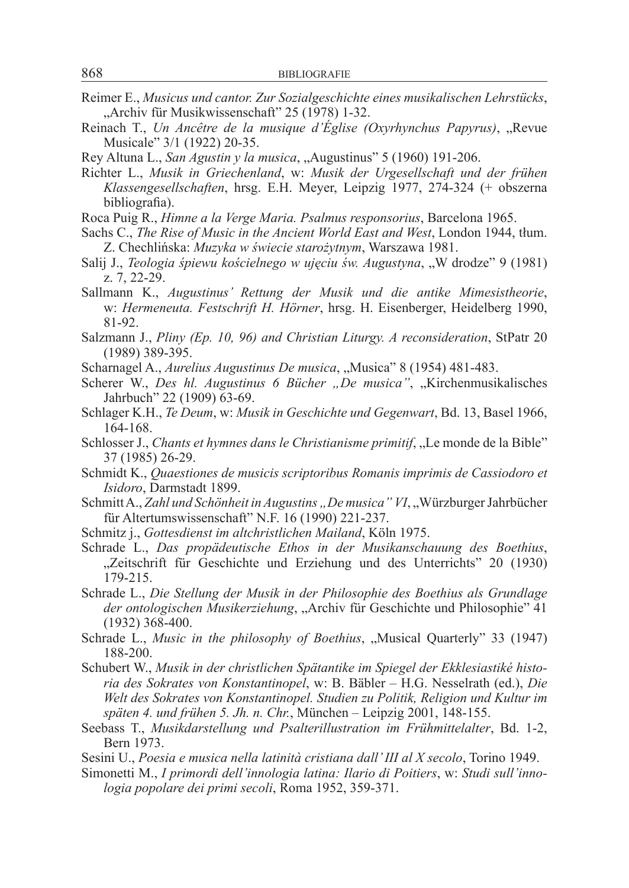Reimer E., *Musicus und cantor. Zur Sozialgeschichte eines musikalischen Lehrstücks*, „Archiv für Musikwissenschaft" 25 (1978) 1-32.

Reinach T., *Un Ancêtre de la musique d'Église (Oxyrhynchus Papyrus)*, „Revue Musicale" 3/1 (1922) 20-35.

Rey Altuna L., *San Agustin y la musica*, „Augustinus" 5 (1960) 191-206.

Richter L., *Musik in Griechenland*, w: *Musik der Urgesellschaft und der frühen Klassengesellschaften*, hrsg. E.H. Meyer, Leipzig 1977, 274-324 (+ obszerna bibliografia).

Roca Puig R., *Himne a la Verge Maria. Psalmus responsorius*, Barcelona 1965.

Sachs C., *The Rise of Music in the Ancient World East and West*, London 1944, tłum. Z. Chechlińska: *Muzyka w świecie starożytnym*, Warszawa 1981.

Salij J., *Teologia śpiewu kościelnego w ujęciu św. Augustyna*, „W drodze" 9 (1981) z. 7, 22-29.

Sallmann K., *Augustinus' Rettung der Musik und die antike Mimesistheorie*, w: *Hermeneuta. Festschrift H. Hörner*, hrsg. H. Eisenberger, Heidelberg 1990, 81-92.

Salzmann J., *Pliny (Ep. 10, 96) and Christian Liturgy. A reconsideration*, StPatr 20 (1989) 389-395.

Scharnagel A., *Aurelius Augustinus De musica*, „Musica" 8 (1954) 481-483.

Scherer W., *Des hl. Augustinus 6 Bücher „De musica"*, „Kirchenmusikalisches Jahrbuch" 22 (1909) 63-69.

Schlager K.H., *Te Deum*, w: *Musik in Geschichte und Gegenwart*, Bd. 13, Basel 1966, 164-168.

Schlosser J., *Chants et hymnes dans le Christianisme primitif*, „Le monde de la Bible" 37 (1985) 26-29.

Schmidt K., *Quaestiones de musicis scriptoribus Romanis imprimis de Cassiodoro et Isidoro*, Darmstadt 1899.

Schmitt A., *Zahl und Schönheit in Augustins „De musica" VI*, „Würzburger Jahrbücher für Altertumswissenschaft" N.F. 16 (1990) 221-237.

Schmitz j., *Gottesdienst im altchristlichen Mailand*, Köln 1975.

Schrade L., *Das propädeutische Ethos in der Musikanschauung des Boethius*, „Zeitschrift für Geschichte und Erziehung und des Unterrichts" 20 (1930) 179-215.

Schrade L., *Die Stellung der Musik in der Philosophie des Boethius als Grundlage der ontologischen Musikerziehung*, „Archiv für Geschichte und Philosophie" 41 (1932) 368-400.

Schrade L., *Music in the philosophy of Boethius*, „Musical Quarterly" 33 (1947) 188-200.

Schubert W., *Musik in der christlichen Spätantike im Spiegel der Ekklesiastiké historia des Sokrates von Konstantinopel*, w: B. Bäbler – H.G. Nesselrath (ed.), *Die Welt des Sokrates von Konstantinopel. Studien zu Politik, Religion und Kultur im späten 4. und frühen 5. Jh. n. Chr.*, München – Leipzig 2001, 148-155.

Seebass T., *Musikdarstellung und Psalterillustration im Frühmittelalter*, Bd. 1-2, Bern 1973.

Sesini U., *Poesia e musica nella latinità cristiana dall' III al X secolo*, Torino 1949.

Simonetti M., *I primordi dell'innologia latina: Ilario di Poitiers*, w: *Studi sull'innologia popolare dei primi secoli*, Roma 1952, 359-371.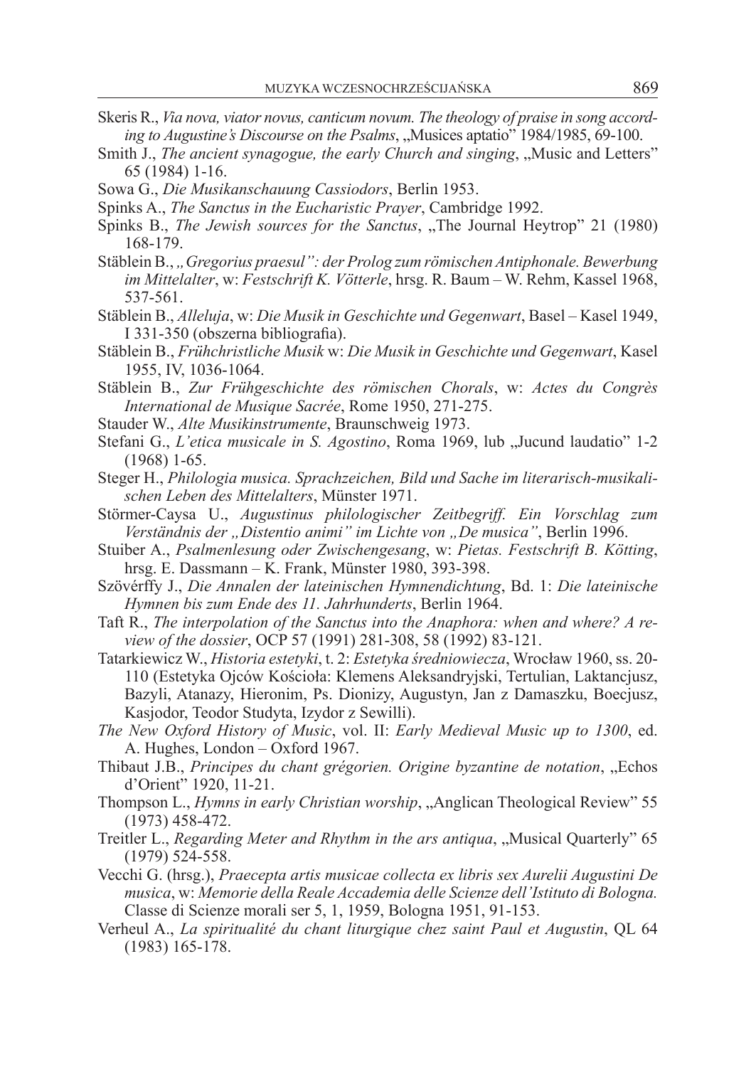Skeris R., *Via nova, viator novus, canticum novum. The theology of praise in song according to Augustine's Discourse on the Psalms*, „Musices aptatio" 1984/1985, 69-100.

Smith J., *The ancient synagogue, the early Church and singing*, „Music and Letters" 65 (1984) 1-16.

Sowa G., *Die Musikanschauung Cassiodors*, Berlin 1953.

Spinks A., *The Sanctus in the Eucharistic Prayer*, Cambridge 1992.

Spinks B., *The Jewish sources for the Sanctus*, „The Journal Heytrop" 21 (1980) 168-179.

Stäblein B., *„Gregorius praesul": der Prolog zum römischen Antiphonale. Bewerbung im Mittelalter*, w: *Festschrift K. Vötterle*, hrsg. R. Baum – W. Rehm, Kassel 1968, 537-561.

Stäblein B., *Alleluja*, w: *Die Musik in Geschichte und Gegenwart*, Basel – Kasel 1949, I 331-350 (obszerna bibliografia).

Stäblein B., *Frühchristliche Musik* w: *Die Musik in Geschichte und Gegenwart*, Kasel 1955, IV, 1036-1064.

Stäblein B., *Zur Frühgeschichte des römischen Chorals*, w: *Actes du Congrès International de Musique Sacrée*, Rome 1950, 271-275.

Stauder W., *Alte Musikinstrumente*, Braunschweig 1973.

Stefani G., *L'etica musicale in S. Agostino*, Roma 1969, lub „Jucund laudatio" 1-2 (1968) 1-65.

Steger H., *Philologia musica. Sprachzeichen, Bild und Sache im literarisch-musikalischen Leben des Mittelalters*, Münster 1971.

Störmer-Caysa U., *Augustinus philologischer Zeitbegriff. Ein Vorschlag zum Verständnis der „Distentio animi" im Lichte von „De musica"*, Berlin 1996.

Stuiber A., *Psalmenlesung oder Zwischengesang*, w: *Pietas. Festschrift B. Kötting*, hrsg. E. Dassmann – K. Frank, Münster 1980, 393-398.

Szövérffy J., *Die Annalen der lateinischen Hymnendichtung*, Bd. 1: *Die lateinische Hymnen bis zum Ende des 11. Jahrhunderts*, Berlin 1964.

Taft R., *The interpolation of the Sanctus into the Anaphora: when and where? A review of the dossier*, OCP 57 (1991) 281-308, 58 (1992) 83-121.

Tatarkiewicz W., *Historia estetyki*, t. 2: *Estetyka średniowiecza*, Wrocław 1960, ss. 20-110 (Estetyka Ojców Kościoła: Klemens Aleksandryjski, Tertulian, Laktancjusz, Bazyli, Atanazy, Hieronim, Ps. Dionizy, Augustyn, Jan z Damaszku, Boecjusz, Kasjodor, Teodor Studyta, Izydor z Sewilli).

*The New Oxford History of Music*, vol. II: *Early Medieval Music up to 1300*, ed. A. Hughes, London – Oxford 1967.

Thibaut J.B., *Principes du chant grégorien. Origine byzantine de notation*, „Echos d'Orient" 1920, 11-21.

Thompson L., *Hymns in early Christian worship*, „Anglican Theological Review" 55 (1973) 458-472.

Treitler L., *Regarding Meter and Rhythm in the ars antiqua*, „Musical Quarterly" 65 (1979) 524-558.

Vecchi G. (hrsg.), *Praecepta artis musicae collecta ex libris sex Aurelii Augustini De musica*, w: *Memorie della Reale Accademia delle Scienze dell'Istituto di Bologna.* Classe di Scienze morali ser 5, 1, 1959, Bologna 1951, 91-153.

Verheul A., *La spiritualité du chant liturgique chez saint Paul et Augustin*, QL 64 (1983) 165-178.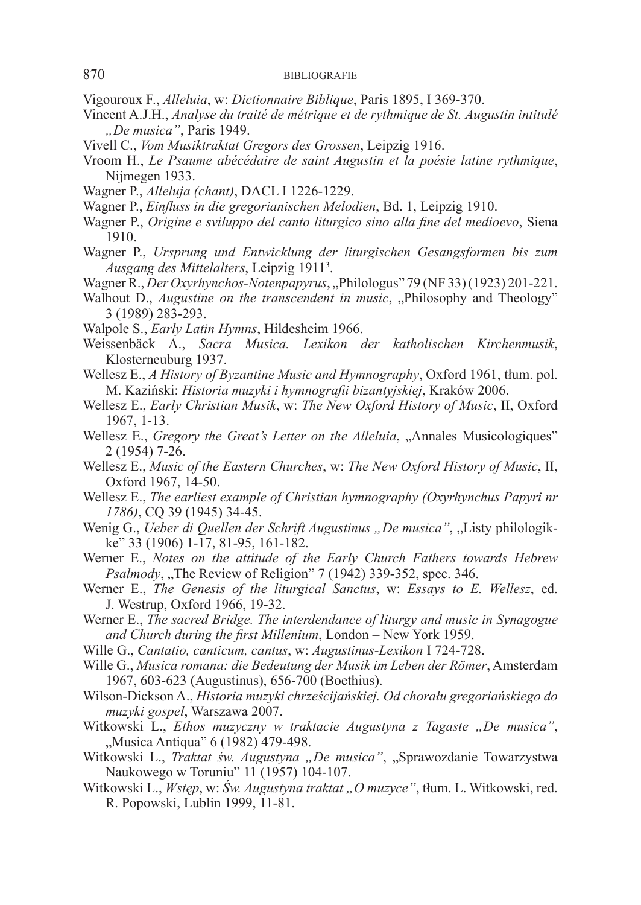Vigouroux F., *Alleluia*, w: *Dictionnaire Biblique*, Paris 1895, I 369-370.

Vincent A.J.H., *Analyse du traité de métrique et de rythmique de St. Augustin intitulé „De musica"*, Paris 1949.

Vivell C., *Vom Musiktraktat Gregors des Grossen*, Leipzig 1916.

Vroom H., *Le Psaume abécédaire de saint Augustin et la poésie latine rythmique*, Nijmegen 1933.

Wagner P., *Alleluja (chant)*, DACL I 1226-1229.

Wagner P., *Einfluss in die gregorianischen Melodien*, Bd. 1, Leipzig 1910.

Wagner P., *Origine e sviluppo del canto liturgico sino alla fine del medioevo*, Siena 1910.

Wagner P., *Ursprung und Entwicklung der liturgischen Gesangsformen bis zum Ausgang des Mittelalters*, Leipzig 1911[3].

Wagner R., *Der Oxyrhynchos-Notenpapyrus*, „Philologus" 79 (NF 33) (1923) 201-221.

Walhout D., *Augustine on the transcendent in music*, „Philosophy and Theology" 3 (1989) 283-293.

Walpole S., *Early Latin Hymns*, Hildesheim 1966.

Weissenbäck A., *Sacra Musica. Lexikon der katholischen Kirchenmusik*, Klosterneuburg 1937.

Wellesz E., *A History of Byzantine Music and Hymnography*, Oxford 1961, tłum. pol. M. Kaziński: *Historia muzyki i hymnografii bizantyjskiej*, Kraków 2006.

Wellesz E., *Early Christian Musik*, w: *The New Oxford History of Music*, II, Oxford 1967, 1-13.

Wellesz E., *Gregory the Great's Letter on the Alleluia*, „Annales Musicologiques" 2 (1954) 7-26.

Wellesz E., *Music of the Eastern Churches*, w: *The New Oxford History of Music*, II, Oxford 1967, 14-50.

Wellesz E., *The earliest example of Christian hymnography (Oxyrhynchus Papyri nr 1786)*, CQ 39 (1945) 34-45.

Wenig G., *Ueber di Quellen der Schrift Augustinus „De musica"*, „Listy philologikke" 33 (1906) 1-17, 81-95, 161-182.

Werner E., *Notes on the attitude of the Early Church Fathers towards Hebrew Psalmody*, „The Review of Religion" 7 (1942) 339-352, spec. 346.

Werner E., *The Genesis of the liturgical Sanctus*, w: *Essays to E. Wellesz*, ed. J. Westrup, Oxford 1966, 19-32.

Werner E., *The sacred Bridge. The interdendance of liturgy and music in Synagogue and Church during the first Millenium*, London – New York 1959.

Wille G., *Cantatio, canticum, cantus*, w: *Augustinus-Lexikon* I 724-728.

Wille G., *Musica romana: die Bedeutung der Musik im Leben der Römer*, Amsterdam 1967, 603-623 (Augustinus), 656-700 (Boethius).

Wilson-Dickson A., *Historia muzyki chrześcijańskiej. Od chorału gregoriańskiego do muzyki gospel*, Warszawa 2007.

Witkowski L., *Ethos muzyczny w traktacie Augustyna z Tagaste „De musica"*, „Musica Antiqua" 6 (1982) 479-498.

Witkowski L., *Traktat św. Augustyna „De musica"*, „Sprawozdanie Towarzystwa Naukowego w Toruniu" 11 (1957) 104-107.

Witkowski L., *Wstęp*, w: *Św. Augustyna traktat „O muzyce"*, tłum. L. Witkowski, red. R. Popowski, Lublin 1999, 11-81.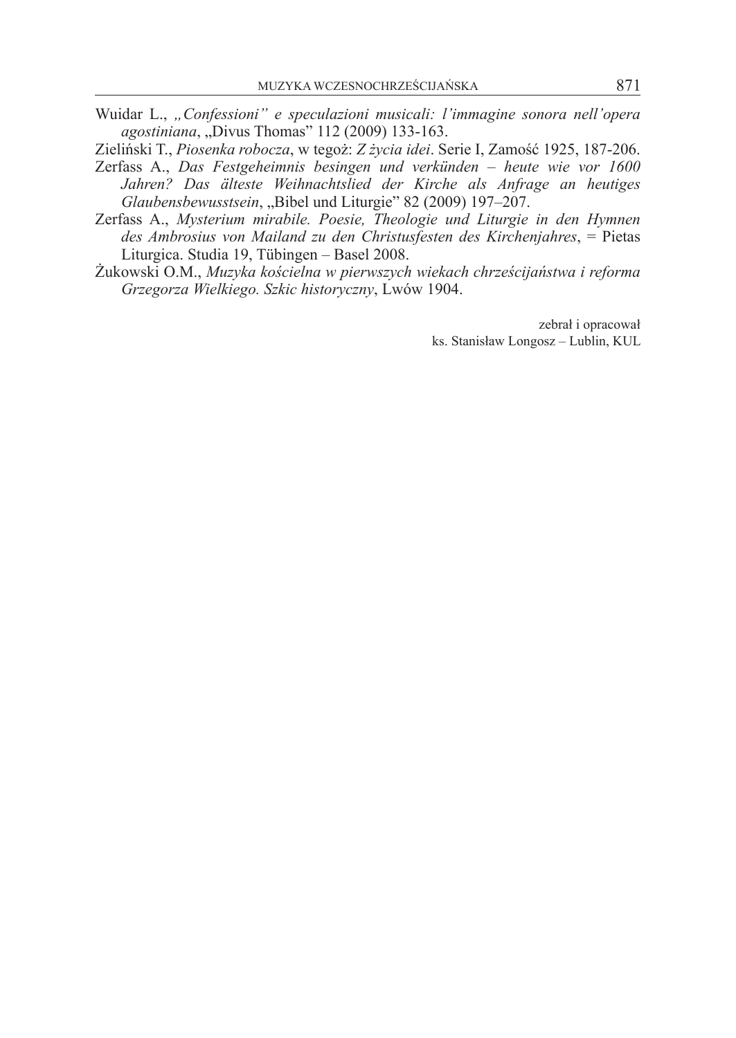Wuidar L., *„Confessioni" e speculazioni musicali: l'immagine sonora nell'opera agostiniana*, „Divus Thomas" 112 (2009) 133-163.

Zieliński T., *Piosenka robocza*, w tegoż: *Z życia idei*. Serie I, Zamość 1925, 187-206.

Zerfass A., *Das Festgeheimnis besingen und verkünden – heute wie vor 1600 Jahren? Das älteste Weihnachtslied der Kirche als Anfrage an heutiges Glaubensbewusstsein*, „Bibel und Liturgie" 82 (2009) 197–207.

Zerfass A., *Mysterium mirabile. Poesie, Theologie und Liturgie in den Hymnen des Ambrosius von Mailand zu den Christusfesten des Kirchenjahres*, = Pietas Liturgica. Studia 19, Tübingen – Basel 2008.

Żukowski O.M., *Muzyka kościelna w pierwszych wiekach chrześcijaństwa i reforma Grzegorza Wielkiego. Szkic historyczny*, Lwów 1904.

zebrał i opracował
ks. Stanisław Longosz – Lublin, KUL